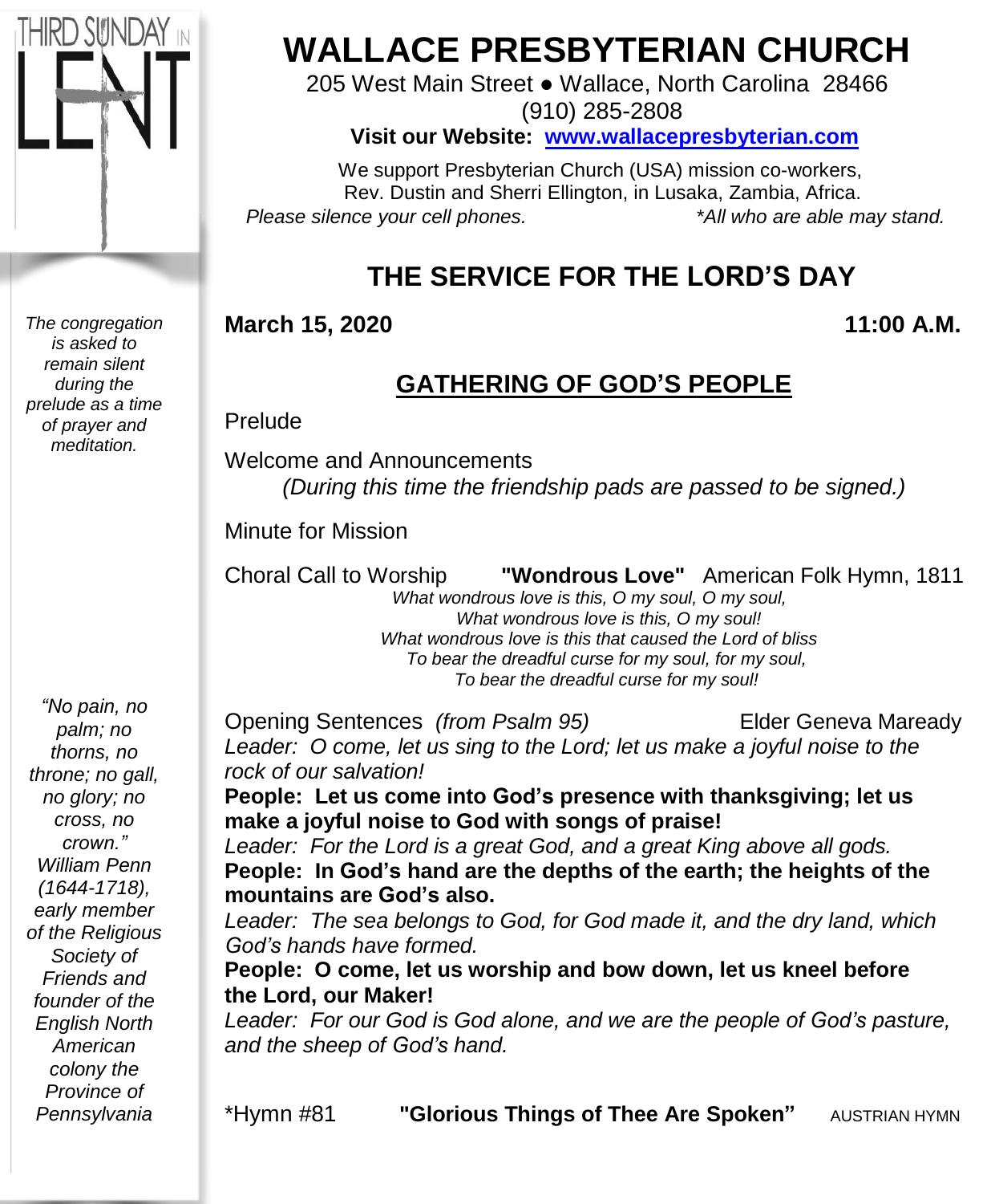THIRD SUNDAY IN LENT

# WALLACE PRESBYTERIAN CHURCH

205 West Main Street ● Wallace, North Carolina 28466
(910) 285-2808

**Visit our Website: www.wallacepresbyterian.com**

We support Presbyterian Church (USA) mission co-workers, Rev. Dustin and Sherri Ellington, in Lusaka, Zambia, Africa.

*Please silence your cell phones.* *All who are able may stand.*

## THE SERVICE FOR THE LORD'S DAY

**March 15, 2020** **11:00 A.M.**

### GATHERING OF GOD'S PEOPLE

*The congregation is asked to remain silent during the prelude as a time of prayer and meditation.*

Prelude

Welcome and Announcements
*(During this time the friendship pads are passed to be signed.)*

Minute for Mission

Choral Call to Worship **"Wondrous Love"** American Folk Hymn, 1811

*What wondrous love is this, O my soul, O my soul,*
*What wondrous love is this, O my soul!*
*What wondrous love is this that caused the Lord of bliss*
*To bear the dreadful curse for my soul, for my soul,*
*To bear the dreadful curse for my soul!*

Opening Sentences *(from Psalm 95)* Elder Geneva Maready

*Leader: O come, let us sing to the Lord; let us make a joyful noise to the rock of our salvation!*
**People: Let us come into God's presence with thanksgiving; let us make a joyful noise to God with songs of praise!**
*Leader: For the Lord is a great God, and a great King above all gods.*
**People: In God's hand are the depths of the earth; the heights of the mountains are God's also.**
*Leader: The sea belongs to God, for God made it, and the dry land, which God's hands have formed.*
**People: O come, let us worship and bow down, let us kneel before the Lord, our Maker!**
*Leader: For our God is God alone, and we are the people of God's pasture, and the sheep of God's hand.*

*"No pain, no palm; no thorns, no throne; no gall, no glory; no cross, no crown." William Penn (1644-1718), early member of the Religious Society of Friends and founder of the English North American colony the Province of Pennsylvania*

*Hymn #81 **"Glorious Things of Thee Are Spoken"** AUSTRIAN HYMN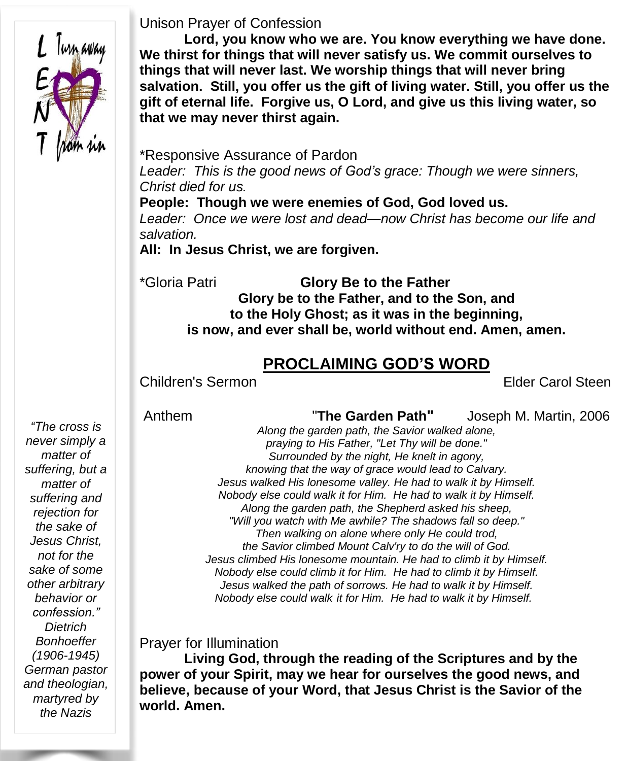L Turn away
E
N
T from sin

Unison Prayer of Confession

**Lord, you know who we are. You know everything we have done. We thirst for things that will never satisfy us. We commit ourselves to things that will never last. We worship things that will never bring salvation. Still, you offer us the gift of living water. Still, you offer us the gift of eternal life. Forgive us, O Lord, and give us this living water, so that we may never thirst again.**

*Responsive Assurance of Pardon

*Leader: This is the good news of God's grace: Though we were sinners, Christ died for us.*

**People: Though we were enemies of God, God loved us.**

*Leader: Once we were lost and dead—now Christ has become our life and salvation.*

**All: In Jesus Christ, we are forgiven.**

*Gloria Patri **Glory Be to the Father**

**Glory be to the Father, and to the Son, and**
**to the Holy Ghost; as it was in the beginning,**
**is now, and ever shall be, world without end. Amen, amen.**

## PROCLAIMING GOD'S WORD

Children's Sermon Elder Carol Steen

Anthem "**The Garden Path**" Joseph M. Martin, 2006

*Along the garden path, the Savior walked alone,*
*praying to His Father, "Let Thy will be done."*
*Surrounded by the night, He knelt in agony,*
*knowing that the way of grace would lead to Calvary.*
*Jesus walked His lonesome valley. He had to walk it by Himself.*
*Nobody else could walk it for Him. He had to walk it by Himself.*
*Along the garden path, the Shepherd asked his sheep,*
*"Will you watch with Me awhile? The shadows fall so deep."*
*Then walking on alone where only He could trod,*
*the Savior climbed Mount Calv'ry to do the will of God.*
*Jesus climbed His lonesome mountain. He had to climb it by Himself.*
*Nobody else could climb it for Him. He had to climb it by Himself.*
*Jesus walked the path of sorrows. He had to walk it by Himself.*
*Nobody else could walk it for Him. He had to walk it by Himself.*

*"The cross is never simply a matter of suffering, but a matter of suffering and rejection for the sake of Jesus Christ, not for the sake of some other arbitrary behavior or confession." Dietrich Bonhoeffer (1906-1945) German pastor and theologian, martyred by the Nazis*

Prayer for Illumination

**Living God, through the reading of the Scriptures and by the power of your Spirit, may we hear for ourselves the good news, and believe, because of your Word, that Jesus Christ is the Savior of the world. Amen.**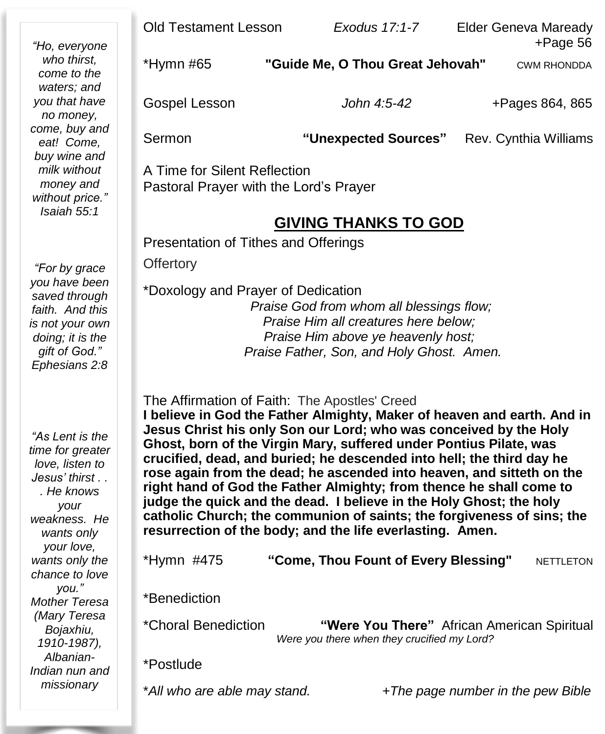*"Ho, everyone who thirst, come to the waters; and you that have no money, come, buy and eat! Come, buy wine and milk without money and without price."*
*Isaiah 55:1*

*"For by grace you have been saved through faith. And this is not your own doing; it is the gift of God."*
*Ephesians 2:8*

*"As Lent is the time for greater love, listen to Jesus' thirst . . . He knows your weakness. He wants only your love, wants only the chance to love you."*
*Mother Teresa (Mary Teresa Bojaxhiu, 1910-1987), Albanian-Indian nun and missionary*

Old Testament Lesson *Exodus 17:1-7* Elder Geneva Maready +Page 56

*Hymn #65 **"Guide Me, O Thou Great Jehovah"** CWM RHONDDA

Gospel Lesson *John 4:5-42* +Pages 864, 865

Sermon **"Unexpected Sources"** Rev. Cynthia Williams

A Time for Silent Reflection
Pastoral Prayer with the Lord's Prayer

## GIVING THANKS TO GOD

Presentation of Tithes and Offerings

Offertory

*Doxology and Prayer of Dedication

*Praise God from whom all blessings flow;*
*Praise Him all creatures here below;*
*Praise Him above ye heavenly host;*
*Praise Father, Son, and Holy Ghost. Amen.*

The Affirmation of Faith: The Apostles' Creed
**I believe in God the Father Almighty, Maker of heaven and earth. And in Jesus Christ his only Son our Lord; who was conceived by the Holy Ghost, born of the Virgin Mary, suffered under Pontius Pilate, was crucified, dead, and buried; he descended into hell; the third day he rose again from the dead; he ascended into heaven, and sitteth on the right hand of God the Father Almighty; from thence he shall come to judge the quick and the dead. I believe in the Holy Ghost; the holy catholic Church; the communion of saints; the forgiveness of sins; the resurrection of the body; and the life everlasting. Amen.**

*Hymn #475 **"Come, Thou Fount of Every Blessing"** NETTLETON

*Benediction

*Choral Benediction **"Were You There"** African American Spiritual
*Were you there when they crucified my Lord?*

*Postlude

**All who are able may stand.* *+The page number in the pew Bible*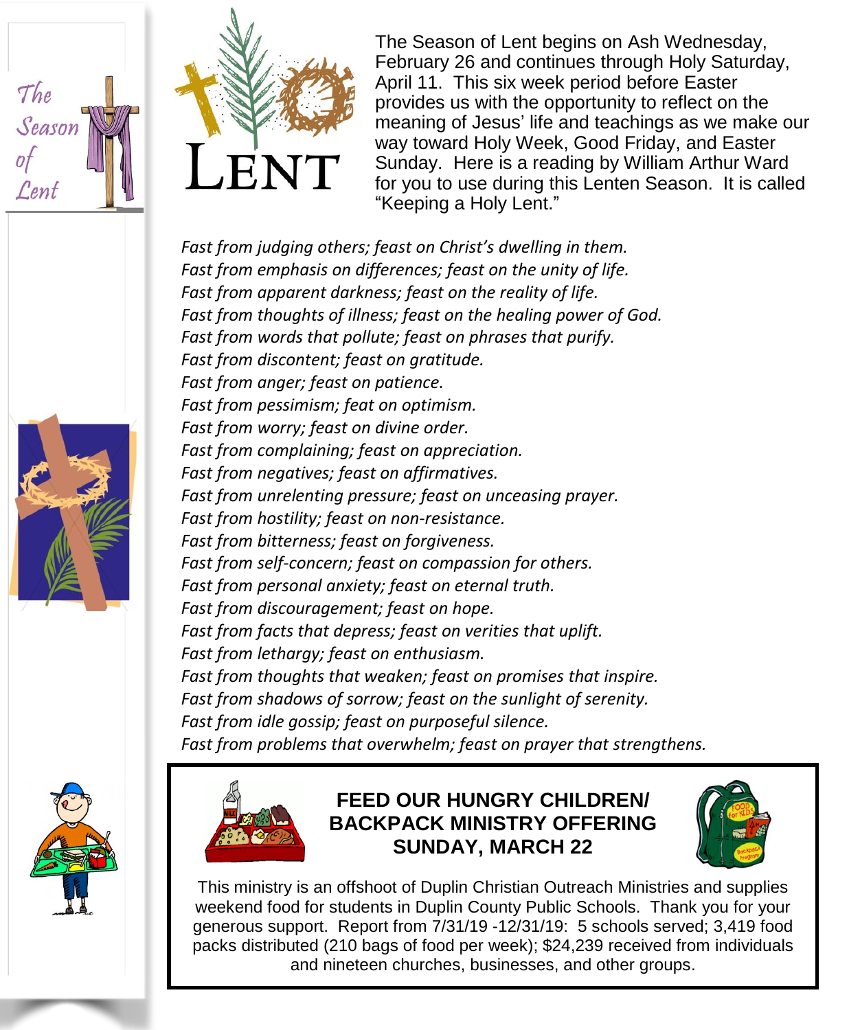The Season of Lent

LENT

The Season of Lent begins on Ash Wednesday, February 26 and continues through Holy Saturday, April 11. This six week period before Easter provides us with the opportunity to reflect on the meaning of Jesus' life and teachings as we make our way toward Holy Week, Good Friday, and Easter Sunday. Here is a reading by William Arthur Ward for you to use during this Lenten Season. It is called "Keeping a Holy Lent."

*Fast from judging others; feast on Christ's dwelling in them.*
*Fast from emphasis on differences; feast on the unity of life.*
*Fast from apparent darkness; feast on the reality of life.*
*Fast from thoughts of illness; feast on the healing power of God.*
*Fast from words that pollute; feast on phrases that purify.*
*Fast from discontent; feast on gratitude.*
*Fast from anger; feast on patience.*
*Fast from pessimism; feat on optimism.*
*Fast from worry; feast on divine order.*
*Fast from complaining; feast on appreciation.*
*Fast from negatives; feast on affirmatives.*
*Fast from unrelenting pressure; feast on unceasing prayer.*
*Fast from hostility; feast on non-resistance.*
*Fast from bitterness; feast on forgiveness.*
*Fast from self-concern; feast on compassion for others.*
*Fast from personal anxiety; feast on eternal truth.*
*Fast from discouragement; feast on hope.*
*Fast from facts that depress; feast on verities that uplift.*
*Fast from lethargy; feast on enthusiasm.*
*Fast from thoughts that weaken; feast on promises that inspire.*
*Fast from shadows of sorrow; feast on the sunlight of serenity.*
*Fast from idle gossip; feast on purposeful silence.*
*Fast from problems that overwhelm; feast on prayer that strengthens.*

## FEED OUR HUNGRY CHILDREN/ BACKPACK MINISTRY OFFERING SUNDAY, MARCH 22

This ministry is an offshoot of Duplin Christian Outreach Ministries and supplies weekend food for students in Duplin County Public Schools. Thank you for your generous support. Report from 7/31/19 -12/31/19: 5 schools served; 3,419 food packs distributed (210 bags of food per week); $24,239 received from individuals and nineteen churches, businesses, and other groups.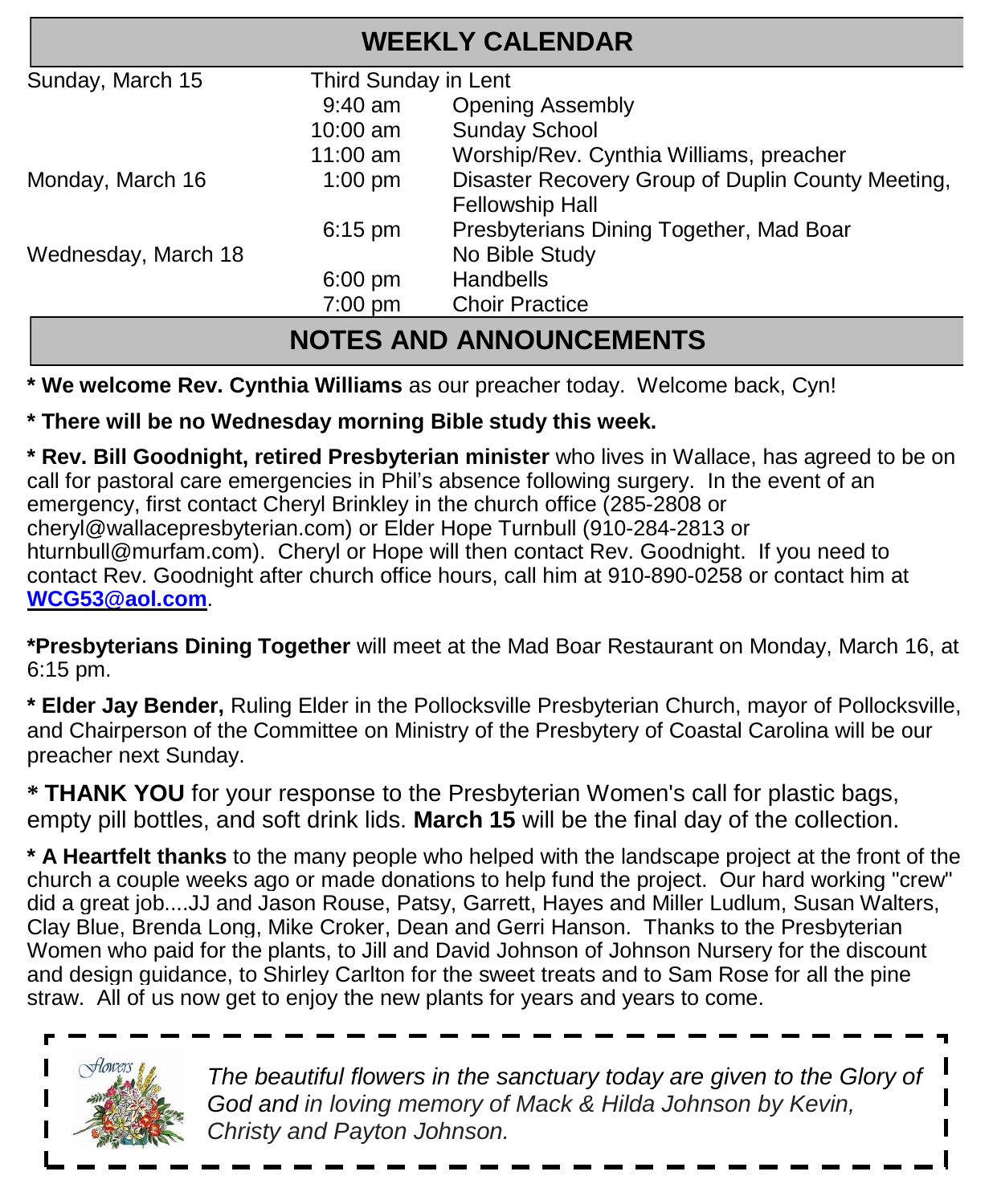## WEEKLY CALENDAR

| | | |
|---|---|---|
| Sunday, March 15 | Third Sunday in Lent | |
| | 9:40 am | Opening Assembly |
| | 10:00 am | Sunday School |
| | 11:00 am | Worship/Rev. Cynthia Williams, preacher |
| Monday, March 16 | 1:00 pm | Disaster Recovery Group of Duplin County Meeting, Fellowship Hall |
| | 6:15 pm | Presbyterians Dining Together, Mad Boar |
| Wednesday, March 18 | | No Bible Study |
| | 6:00 pm | Handbells |
| | 7:00 pm | Choir Practice |

## NOTES AND ANNOUNCEMENTS

* **We welcome Rev. Cynthia Williams** as our preacher today. Welcome back, Cyn!

* **There will be no Wednesday morning Bible study this week.**

* **Rev. Bill Goodnight, retired Presbyterian minister** who lives in Wallace, has agreed to be on call for pastoral care emergencies in Phil's absence following surgery. In the event of an emergency, first contact Cheryl Brinkley in the church office (285-2808 or cheryl@wallacepresbyterian.com) or Elder Hope Turnbull (910-284-2813 or hturnbull@murfam.com). Cheryl or Hope will then contact Rev. Goodnight. If you need to contact Rev. Goodnight after church office hours, call him at 910-890-0258 or contact him at **WCG53@aol.com**.

***Presbyterians Dining Together** will meet at the Mad Boar Restaurant on Monday, March 16, at 6:15 pm.

* **Elder Jay Bender,** Ruling Elder in the Pollocksville Presbyterian Church, mayor of Pollocksville, and Chairperson of the Committee on Ministry of the Presbytery of Coastal Carolina will be our preacher next Sunday.

* **THANK YOU** for your response to the Presbyterian Women's call for plastic bags, empty pill bottles, and soft drink lids. **March 15** will be the final day of the collection.

* **A Heartfelt thanks** to the many people who helped with the landscape project at the front of the church a couple weeks ago or made donations to help fund the project. Our hard working "crew" did a great job....JJ and Jason Rouse, Patsy, Garrett, Hayes and Miller Ludlum, Susan Walters, Clay Blue, Brenda Long, Mike Croker, Dean and Gerri Hanson. Thanks to the Presbyterian Women who paid for the plants, to Jill and David Johnson of Johnson Nursery for the discount and design guidance, to Shirley Carlton for the sweet treats and to Sam Rose for all the pine straw. All of us now get to enjoy the new plants for years and years to come.

*The beautiful flowers in the sanctuary today are given to the Glory of God and in loving memory of Mack & Hilda Johnson by Kevin, Christy and Payton Johnson.*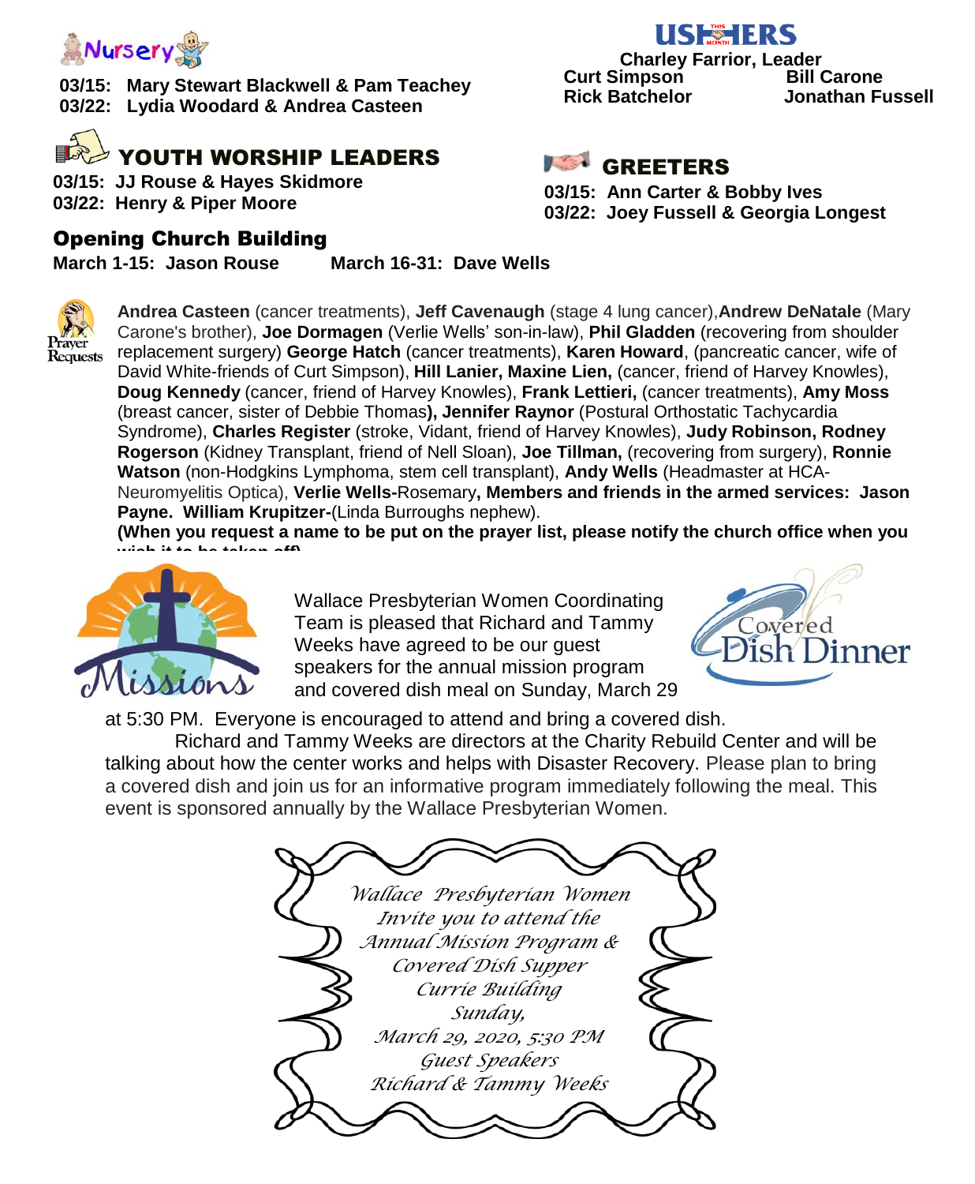## Nursery

**03/15: Mary Stewart Blackwell & Pam Teachey**
**03/22: Lydia Woodard & Andrea Casteen**

## USHERS

**Charley Farrior, Leader**
**Curt Simpson** **Bill Carone**
**Rick Batchelor** **Jonathan Fussell**

## YOUTH WORSHIP LEADERS

**03/15: JJ Rouse & Hayes Skidmore**
**03/22: Henry & Piper Moore**

## GREETERS

**03/15: Ann Carter & Bobby Ives**
**03/22: Joey Fussell & Georgia Longest**

## Opening Church Building

**March 1-15: Jason Rouse** **March 16-31: Dave Wells**

## Prayer Requests

**Andrea Casteen** (cancer treatments), **Jeff Cavenaugh** (stage 4 lung cancer),**Andrew DeNatale** (Mary Carone's brother), **Joe Dormagen** (Verlie Wells' son-in-law), **Phil Gladden** (recovering from shoulder replacement surgery) **George Hatch** (cancer treatments), **Karen Howard**, (pancreatic cancer, wife of David White-friends of Curt Simpson), **Hill Lanier, Maxine Lien,** (cancer, friend of Harvey Knowles), **Doug Kennedy** (cancer, friend of Harvey Knowles), **Frank Lettieri,** (cancer treatments), **Amy Moss** (breast cancer, sister of Debbie Thomas**), Jennifer Raynor** (Postural Orthostatic Tachycardia Syndrome), **Charles Register** (stroke, Vidant, friend of Harvey Knowles), **Judy Robinson, Rodney Rogerson** (Kidney Transplant, friend of Nell Sloan), **Joe Tillman,** (recovering from surgery), **Ronnie Watson** (non-Hodgkins Lymphoma, stem cell transplant), **Andy Wells** (Headmaster at HCA-Neuromyelitis Optica), **Verlie Wells-**Rosemary**, Members and friends in the armed services: Jason Payne. William Krupitzer-**(Linda Burroughs nephew).

**(When you request a name to be put on the prayer list, please notify the church office when you wish it to be taken off)**

## Missions — Covered Dish Dinner

Wallace Presbyterian Women Coordinating Team is pleased that Richard and Tammy Weeks have agreed to be our guest speakers for the annual mission program and covered dish meal on Sunday, March 29 at 5:30 PM. Everyone is encouraged to attend and bring a covered dish.

Richard and Tammy Weeks are directors at the Charity Rebuild Center and will be talking about how the center works and helps with Disaster Recovery. Please plan to bring a covered dish and join us for an informative program immediately following the meal. This event is sponsored annually by the Wallace Presbyterian Women.

*Wallace Presbyterian Women*
*Invite you to attend the*
*Annual Mission Program &*
*Covered Dish Supper*
*Currie Building*
*Sunday,*
*March 29, 2020, 5:30 PM*
*Guest Speakers*
*Richard & Tammy Weeks*